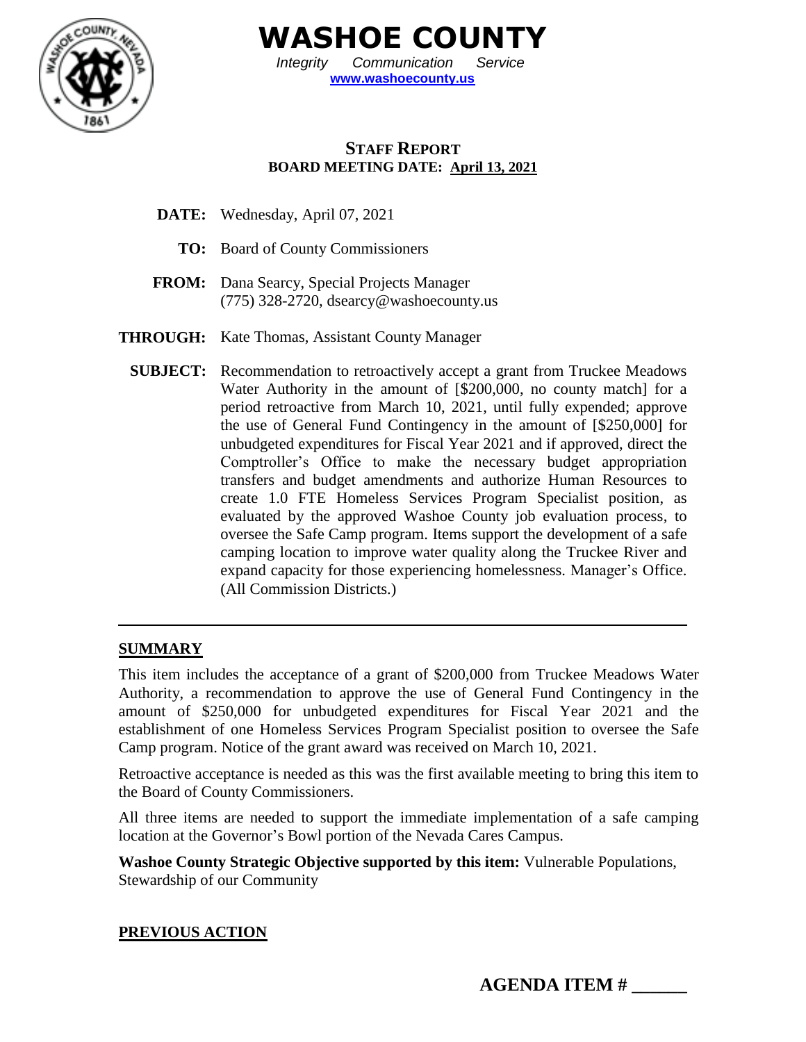# WASHOE COUNTY

*Integrity Communication Service*

**www.washoecounty.us**

## STAFF REPORT

**BOARD MEETING DATE: April 13, 2021**

**DATE:** Wednesday, April 07, 2021

**TO:** Board of County Commissioners

**FROM:** Dana Searcy, Special Projects Manager
(775) 328-2720, dsearcy@washoecounty.us

**THROUGH:** Kate Thomas, Assistant County Manager

**SUBJECT:** Recommendation to retroactively accept a grant from Truckee Meadows Water Authority in the amount of [$200,000, no county match] for a period retroactive from March 10, 2021, until fully expended; approve the use of General Fund Contingency in the amount of [$250,000] for unbudgeted expenditures for Fiscal Year 2021 and if approved, direct the Comptroller's Office to make the necessary budget appropriation transfers and budget amendments and authorize Human Resources to create 1.0 FTE Homeless Services Program Specialist position, as evaluated by the approved Washoe County job evaluation process, to oversee the Safe Camp program. Items support the development of a safe camping location to improve water quality along the Truckee River and expand capacity for those experiencing homelessness. Manager's Office. (All Commission Districts.)

---

## SUMMARY

This item includes the acceptance of a grant of $200,000 from Truckee Meadows Water Authority, a recommendation to approve the use of General Fund Contingency in the amount of $250,000 for unbudgeted expenditures for Fiscal Year 2021 and the establishment of one Homeless Services Program Specialist position to oversee the Safe Camp program. Notice of the grant award was received on March 10, 2021.

Retroactive acceptance is needed as this was the first available meeting to bring this item to the Board of County Commissioners.

All three items are needed to support the immediate implementation of a safe camping location at the Governor's Bowl portion of the Nevada Cares Campus.

**Washoe County Strategic Objective supported by this item:** Vulnerable Populations, Stewardship of our Community

## PREVIOUS ACTION

**AGENDA ITEM # ______**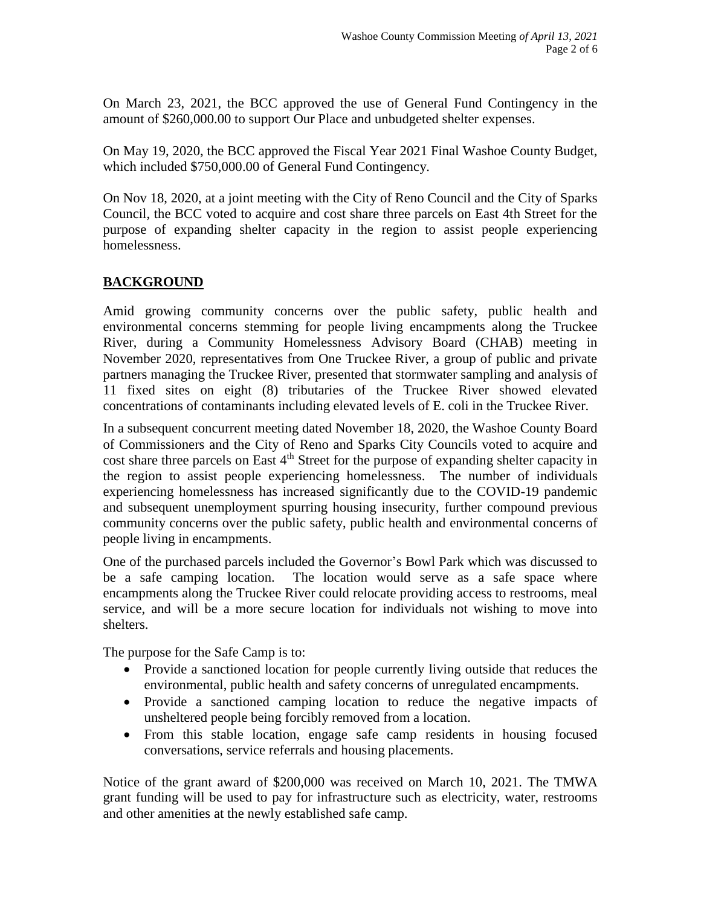On March 23, 2021, the BCC approved the use of General Fund Contingency in the amount of $260,000.00 to support Our Place and unbudgeted shelter expenses.

On May 19, 2020, the BCC approved the Fiscal Year 2021 Final Washoe County Budget, which included $750,000.00 of General Fund Contingency.

On Nov 18, 2020, at a joint meeting with the City of Reno Council and the City of Sparks Council, the BCC voted to acquire and cost share three parcels on East 4th Street for the purpose of expanding shelter capacity in the region to assist people experiencing homelessness.

## BACKGROUND

Amid growing community concerns over the public safety, public health and environmental concerns stemming for people living encampments along the Truckee River, during a Community Homelessness Advisory Board (CHAB) meeting in November 2020, representatives from One Truckee River, a group of public and private partners managing the Truckee River, presented that stormwater sampling and analysis of 11 fixed sites on eight (8) tributaries of the Truckee River showed elevated concentrations of contaminants including elevated levels of E. coli in the Truckee River.

In a subsequent concurrent meeting dated November 18, 2020, the Washoe County Board of Commissioners and the City of Reno and Sparks City Councils voted to acquire and cost share three parcels on East 4th Street for the purpose of expanding shelter capacity in the region to assist people experiencing homelessness. The number of individuals experiencing homelessness has increased significantly due to the COVID-19 pandemic and subsequent unemployment spurring housing insecurity, further compound previous community concerns over the public safety, public health and environmental concerns of people living in encampments.

One of the purchased parcels included the Governor's Bowl Park which was discussed to be a safe camping location. The location would serve as a safe space where encampments along the Truckee River could relocate providing access to restrooms, meal service, and will be a more secure location for individuals not wishing to move into shelters.

The purpose for the Safe Camp is to:

- Provide a sanctioned location for people currently living outside that reduces the environmental, public health and safety concerns of unregulated encampments.
- Provide a sanctioned camping location to reduce the negative impacts of unsheltered people being forcibly removed from a location.
- From this stable location, engage safe camp residents in housing focused conversations, service referrals and housing placements.

Notice of the grant award of $200,000 was received on March 10, 2021. The TMWA grant funding will be used to pay for infrastructure such as electricity, water, restrooms and other amenities at the newly established safe camp.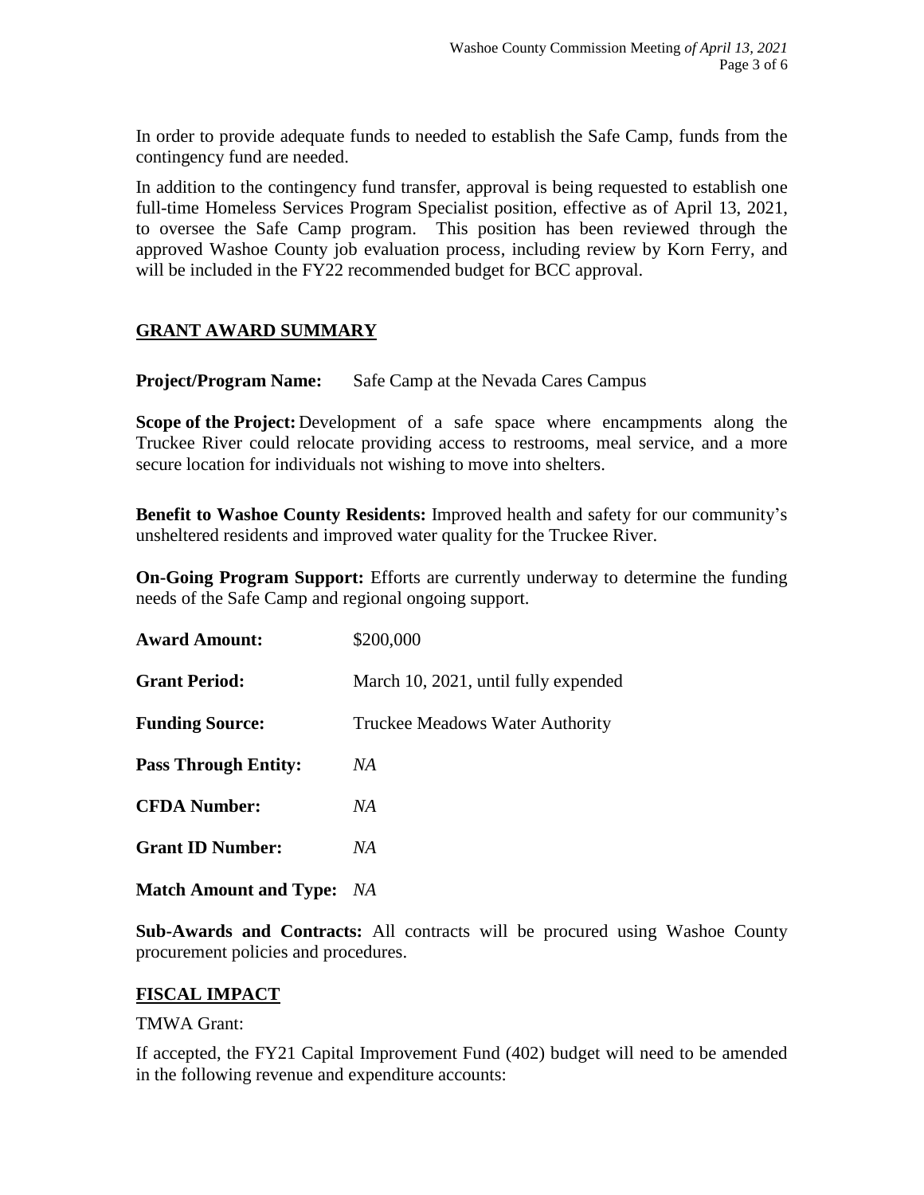In order to provide adequate funds to needed to establish the Safe Camp, funds from the contingency fund are needed.

In addition to the contingency fund transfer, approval is being requested to establish one full-time Homeless Services Program Specialist position, effective as of April 13, 2021, to oversee the Safe Camp program. This position has been reviewed through the approved Washoe County job evaluation process, including review by Korn Ferry, and will be included in the FY22 recommended budget for BCC approval.

## GRANT AWARD SUMMARY

**Project/Program Name:** Safe Camp at the Nevada Cares Campus

**Scope of the Project:** Development of a safe space where encampments along the Truckee River could relocate providing access to restrooms, meal service, and a more secure location for individuals not wishing to move into shelters.

**Benefit to Washoe County Residents:** Improved health and safety for our community's unsheltered residents and improved water quality for the Truckee River.

**On-Going Program Support:** Efforts are currently underway to determine the funding needs of the Safe Camp and regional ongoing support.

**Award Amount:** $200,000

**Grant Period:** March 10, 2021, until fully expended

**Funding Source:** Truckee Meadows Water Authority

**Pass Through Entity:** *NA*

**CFDA Number:** *NA*

**Grant ID Number:** *NA*

**Match Amount and Type:** *NA*

**Sub-Awards and Contracts:** All contracts will be procured using Washoe County procurement policies and procedures.

## FISCAL IMPACT

TMWA Grant:

If accepted, the FY21 Capital Improvement Fund (402) budget will need to be amended in the following revenue and expenditure accounts: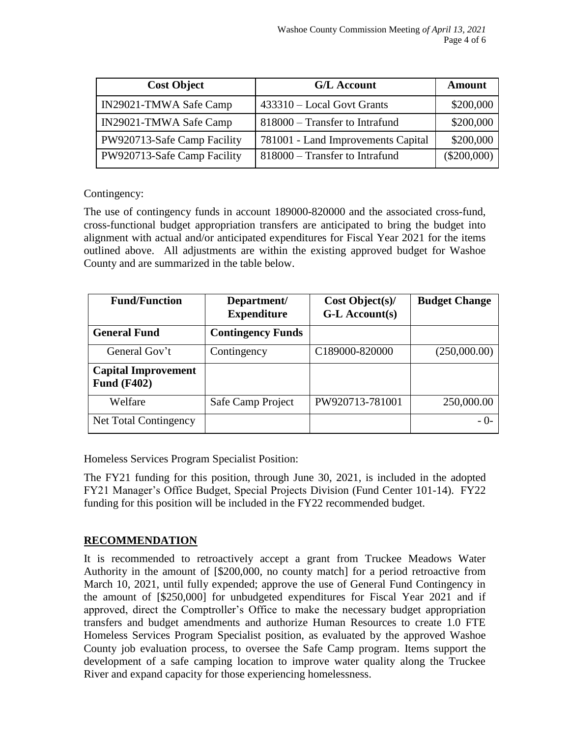| Cost Object | G/L Account | Amount |
|---|---|---|
| IN29021-TMWA Safe Camp | 433310 – Local Govt Grants | $200,000 |
| IN29021-TMWA Safe Camp | 818000 – Transfer to Intrafund | $200,000 |
| PW920713-Safe Camp Facility | 781001 - Land Improvements Capital | $200,000 |
| PW920713-Safe Camp Facility | 818000 – Transfer to Intrafund | ($200,000) |

Contingency:

The use of contingency funds in account 189000-820000 and the associated cross-fund, cross-functional budget appropriation transfers are anticipated to bring the budget into alignment with actual and/or anticipated expenditures for Fiscal Year 2021 for the items outlined above. All adjustments are within the existing approved budget for Washoe County and are summarized in the table below.

| Fund/Function | Department/ Expenditure | Cost Object(s)/ G-L Account(s) | Budget Change |
|---|---|---|---|
| **General Fund** | **Contingency Funds** | | |
| General Gov't | Contingency | C189000-820000 | (250,000.00) |
| **Capital Improvement Fund (F402)** | | | |
| Welfare | Safe Camp Project | PW920713-781001 | 250,000.00 |
| Net Total Contingency | | | - 0- |

Homeless Services Program Specialist Position:

The FY21 funding for this position, through June 30, 2021, is included in the adopted FY21 Manager's Office Budget, Special Projects Division (Fund Center 101-14). FY22 funding for this position will be included in the FY22 recommended budget.

## RECOMMENDATION

It is recommended to retroactively accept a grant from Truckee Meadows Water Authority in the amount of [$200,000, no county match] for a period retroactive from March 10, 2021, until fully expended; approve the use of General Fund Contingency in the amount of [$250,000] for unbudgeted expenditures for Fiscal Year 2021 and if approved, direct the Comptroller's Office to make the necessary budget appropriation transfers and budget amendments and authorize Human Resources to create 1.0 FTE Homeless Services Program Specialist position, as evaluated by the approved Washoe County job evaluation process, to oversee the Safe Camp program. Items support the development of a safe camping location to improve water quality along the Truckee River and expand capacity for those experiencing homelessness.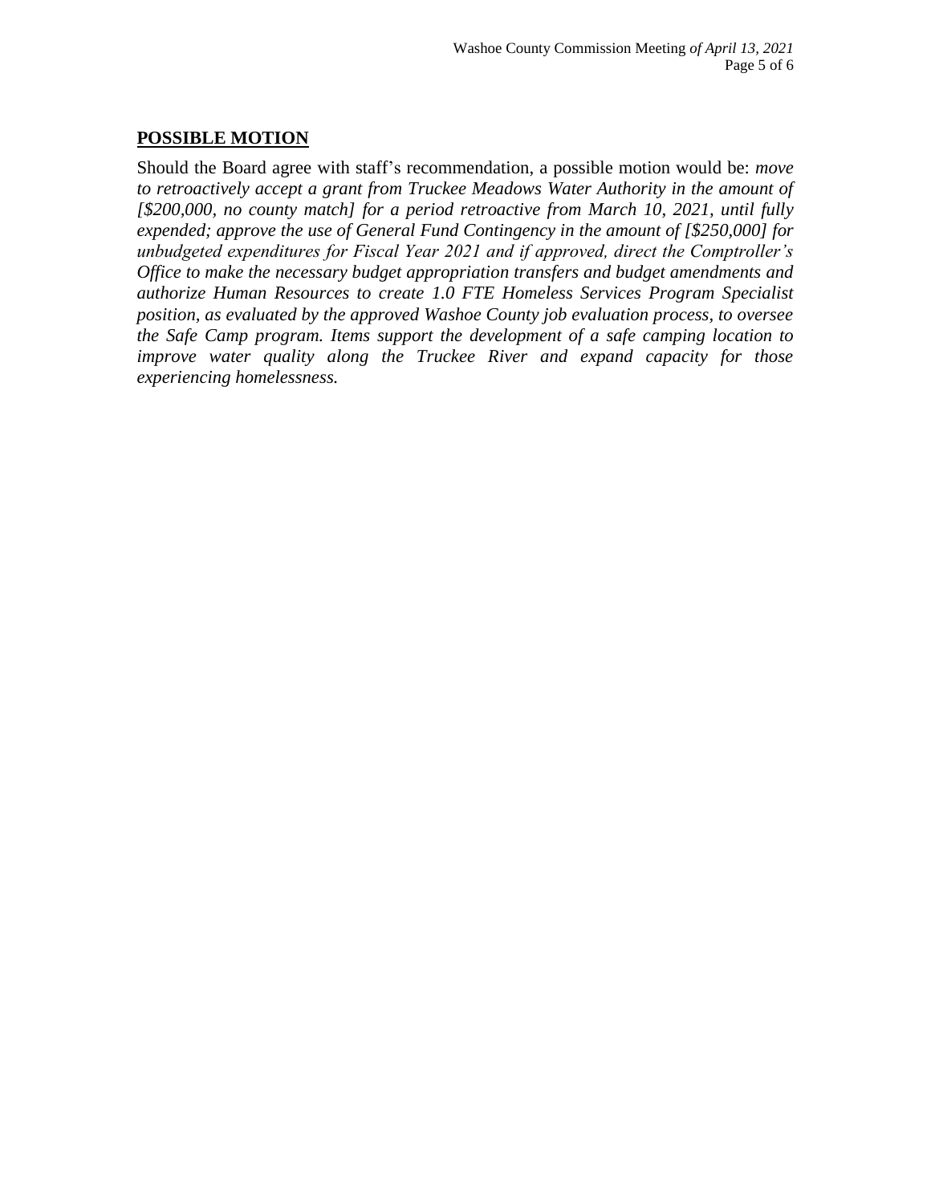## POSSIBLE MOTION

Should the Board agree with staff's recommendation, a possible motion would be: *move to retroactively accept a grant from Truckee Meadows Water Authority in the amount of [$200,000, no county match] for a period retroactive from March 10, 2021, until fully expended; approve the use of General Fund Contingency in the amount of [$250,000] for unbudgeted expenditures for Fiscal Year 2021 and if approved, direct the Comptroller's Office to make the necessary budget appropriation transfers and budget amendments and authorize Human Resources to create 1.0 FTE Homeless Services Program Specialist position, as evaluated by the approved Washoe County job evaluation process, to oversee the Safe Camp program. Items support the development of a safe camping location to improve water quality along the Truckee River and expand capacity for those experiencing homelessness.*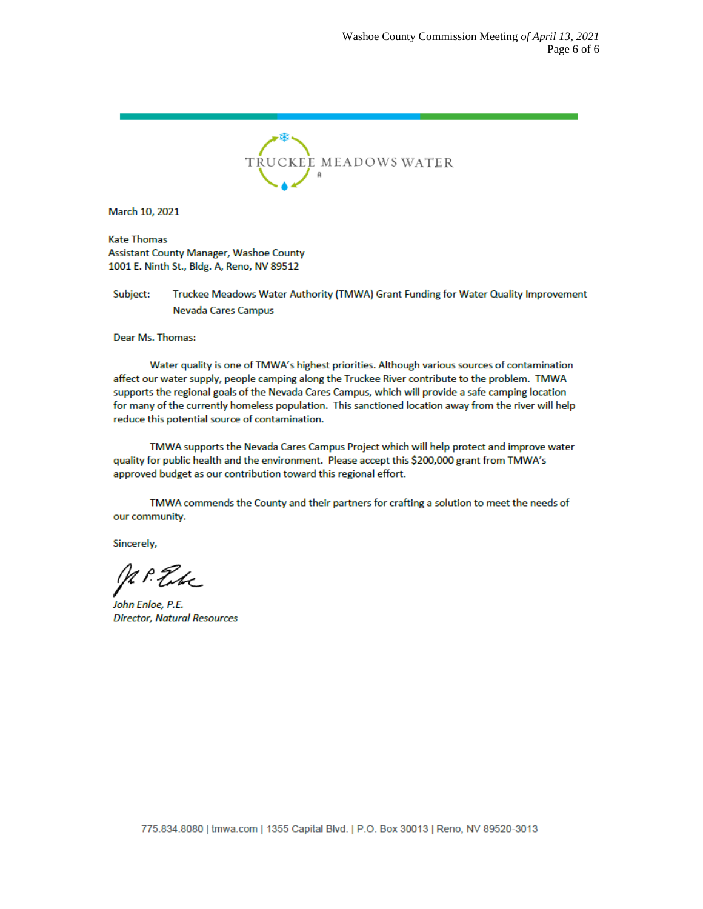TRUCKEE MEADOWS WATER

March 10, 2021

Kate Thomas
Assistant County Manager, Washoe County
1001 E. Ninth St., Bldg. A, Reno, NV 89512

Subject: Truckee Meadows Water Authority (TMWA) Grant Funding for Water Quality Improvement Nevada Cares Campus

Dear Ms. Thomas:

Water quality is one of TMWA's highest priorities. Although various sources of contamination affect our water supply, people camping along the Truckee River contribute to the problem. TMWA supports the regional goals of the Nevada Cares Campus, which will provide a safe camping location for many of the currently homeless population. This sanctioned location away from the river will help reduce this potential source of contamination.

TMWA supports the Nevada Cares Campus Project which will help protect and improve water quality for public health and the environment. Please accept this $200,000 grant from TMWA's approved budget as our contribution toward this regional effort.

TMWA commends the County and their partners for crafting a solution to meet the needs of our community.

Sincerely,

*John Enloe, P.E.*
*Director, Natural Resources*

775.834.8080 | tmwa.com | 1355 Capital Blvd. | P.O. Box 30013 | Reno, NV 89520-3013